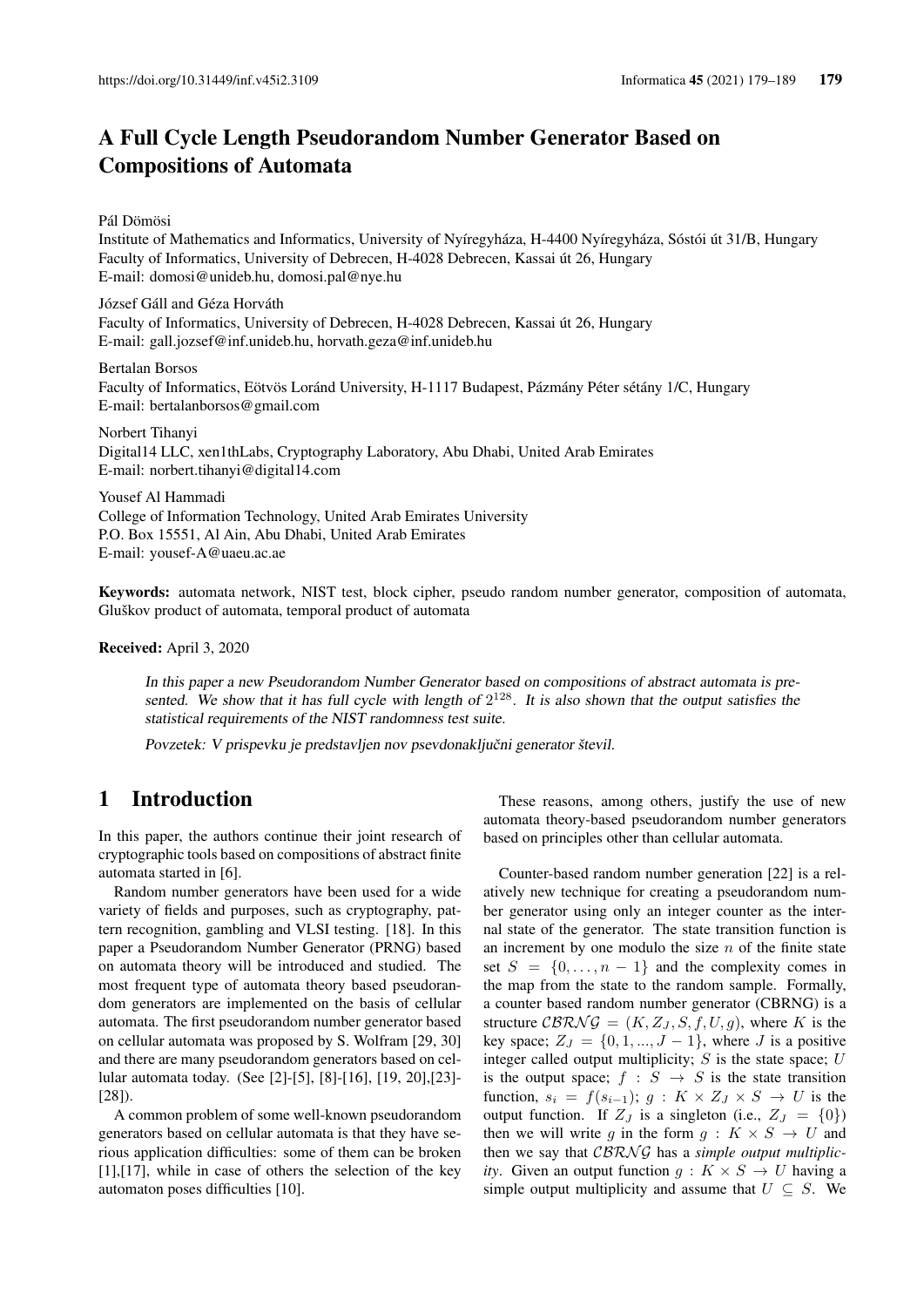# A Full Cycle Length Pseudorandom Number Generator Based on Compositions of Automata

Pál Dömösi
Institute of Mathematics and Informatics, University of Nyíregyháza, H-4400 Nyíregyháza, Sóstói út 31/B, Hungary
Faculty of Informatics, University of Debrecen, H-4028 Debrecen, Kassai út 26, Hungary
E-mail: domosi@unideb.hu, domosi.pal@nye.hu

József Gáll and Géza Horváth
Faculty of Informatics, University of Debrecen, H-4028 Debrecen, Kassai út 26, Hungary
E-mail: gall.jozsef@inf.unideb.hu, horvath.geza@inf.unideb.hu

Bertalan Borsos
Faculty of Informatics, Eötvös Loránd University, H-1117 Budapest, Pázmány Péter sétány 1/C, Hungary
E-mail: bertalanborsos@gmail.com

Norbert Tihanyi
Digital14 LLC, xen1thLabs, Cryptography Laboratory, Abu Dhabi, United Arab Emirates
E-mail: norbert.tihanyi@digital14.com

Yousef Al Hammadi
College of Information Technology, United Arab Emirates University
P.O. Box 15551, Al Ain, Abu Dhabi, United Arab Emirates
E-mail: yousef-A@uaeu.ac.ae

**Keywords:** automata network, NIST test, block cipher, pseudo random number generator, composition of automata, Gluškov product of automata, temporal product of automata

**Received:** April 3, 2020

*In this paper a new Pseudorandom Number Generator based on compositions of abstract automata is presented. We show that it has full cycle with length of $2^{128}$. It is also shown that the output satisfies the statistical requirements of the NIST randomness test suite.*

*Povzetek: V prispevku je predstavljen nov psevdonaključni generator števil.*

## 1 Introduction

In this paper, the authors continue their joint research of cryptographic tools based on compositions of abstract finite automata started in [6].

Random number generators have been used for a wide variety of fields and purposes, such as cryptography, pattern recognition, gambling and VLSI testing. [18]. In this paper a Pseudorandom Number Generator (PRNG) based on automata theory will be introduced and studied. The most frequent type of automata theory based pseudorandom generators are implemented on the basis of cellular automata. The first pseudorandom number generator based on cellular automata was proposed by S. Wolfram [29, 30] and there are many pseudorandom generators based on cellular automata today. (See [2]-[5], [8]-[16], [19, 20],[23]-[28]).

A common problem of some well-known pseudorandom generators based on cellular automata is that they have serious application difficulties: some of them can be broken [1],[17], while in case of others the selection of the key automaton poses difficulties [10].

These reasons, among others, justify the use of new automata theory-based pseudorandom number generators based on principles other than cellular automata.

Counter-based random number generation [22] is a relatively new technique for creating a pseudorandom number generator using only an integer counter as the internal state of the generator. The state transition function is an increment by one modulo the size $n$ of the finite state set $S = \{0, \ldots, n-1\}$ and the complexity comes in the map from the state to the random sample. Formally, a counter based random number generator (CBRNG) is a structure $\mathcal{CBRNG} = (K, Z_J, S, f, U, g)$, where $K$ is the key space; $Z_J = \{0, 1, ..., J-1\}$, where $J$ is a positive integer called output multiplicity; $S$ is the state space; $U$ is the output space; $f : S \to S$ is the state transition function, $s_i = f(s_{i-1})$; $g : K \times Z_J \times S \to U$ is the output function. If $Z_J$ is a singleton (i.e., $Z_J = \{0\}$) then we will write $g$ in the form $g : K \times S \to U$ and then we say that $\mathcal{CBRNG}$ has a *simple output multiplicity*. Given an output function $g : K \times S \to U$ having a simple output multiplicity and assume that $U \subseteq S$. We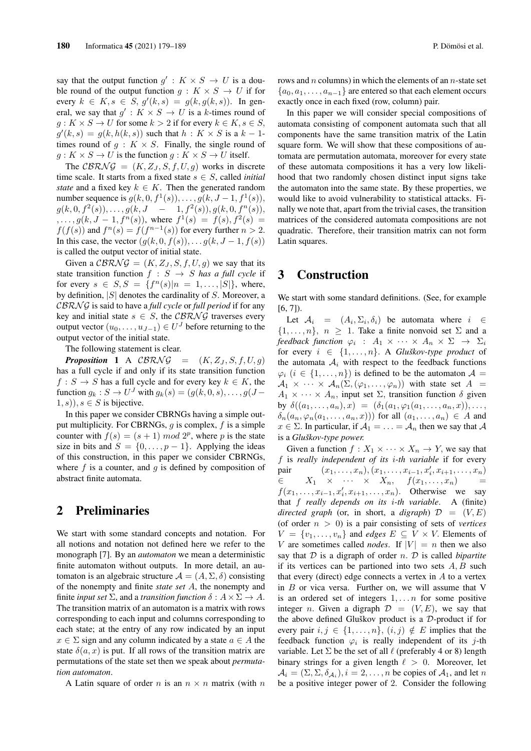say that the output function $g' : K \times S \rightarrow U$ is a double round of the output function $g : K \times S \rightarrow U$ if for every $k \in K, s \in S$, $g'(k,s) = g(k, g(k,s))$. In general, we say that $g' : K \times S \rightarrow U$ is a $k$-times round of $g : K \times S \rightarrow U$ for some $k > 2$ if for every $k \in K, s \in S$, $g'(k,s) = g(k, h(k,s))$ such that $h : K \times S$ is a $k-1$-times round of $g : K \times S$. Finally, the single round of $g : K \times S \rightarrow U$ is the function $g : K \times S \rightarrow U$ itself.

The $\mathcal{CBRNG} = (K, Z_J, S, f, U, g)$ works in discrete time scale. It starts from a fixed state $s \in S$, called *initial state* and a fixed key $k \in K$. Then the generated random number sequence is $g(k, 0, f^1(s)), \ldots, g(k, J-1, f^1(s))$, $g(k, 0, f^2(s)), \ldots, g(k, J-1, f^2(s)), g(k, 0, f^n(s))$, $\ldots, g(k, J-1, f^n(s))$, where $f^1(s) = f(s), f^2(s) = f(f(s))$ and $f^n(s) = f(f^{n-1}(s))$ for every further $n > 2$. In this case, the vector $(g(k, 0, f(s)), \ldots g(k, J-1, f(s))$ is called the output vector of initial state.

Given a $\mathcal{CBRNG} = (K, Z_J, S, f, U, g)$ we say that its state transition function $f : S \rightarrow S$ *has a full cycle* if for every $s \in S, S = \{f^n(s) | n = 1, \ldots, |S|\}$, where, by definition, $|S|$ denotes the cardinality of $S$. Moreover, a $\mathcal{CBRNG}$ is said to have a *full cycle* or *full period* if for any key and initial state $s \in S$, the $\mathcal{CBRNG}$ traverses every output vector $(u_0, \ldots, u_{J-1}) \in U^J$ before returning to the output vector of the initial state.

The following statement is clear.

***Proposition* 1** A $\mathcal{CBRNG} = (K, Z_J, S, f, U, g)$ has a full cycle if and only if its state transition function $f : S \rightarrow S$ has a full cycle and for every key $k \in K$, the function $g_k : S \rightarrow U^J$ with $g_k(s) = (g(k, 0, s), \ldots, g(J-1, s)), s \in S$ is bijective.

In this paper we consider CBRNGs having a simple output multiplicity. For CBRNGs, $g$ is complex, $f$ is a simple counter with $f(s) = (s+1) \bmod 2^p$, where $p$ is the state size in bits and $S = \{0, \ldots, p-1\}$. Applying the ideas of this construction, in this paper we consider CBRNGs, where $f$ is a counter, and $g$ is defined by composition of abstract finite automata.

## 2 Preliminaries

We start with some standard concepts and notation. For all notions and notation not defined here we refer to the monograph [7]. By an *automaton* we mean a deterministic finite automaton without outputs. In more detail, an automaton is an algebraic structure $\mathcal{A} = (A, \Sigma, \delta)$ consisting of the nonempty and finite *state set* $A$, the nonempty and finite *input set* $\Sigma$, and a *transition function* $\delta : A \times \Sigma \rightarrow A$. The transition matrix of an automaton is a matrix with rows corresponding to each input and columns corresponding to each state; at the entry of any row indicated by an input $x \in \Sigma$ sign and any column indicated by a state $a \in A$ the state $\delta(a, x)$ is put. If all rows of the transition matrix are permutations of the state set then we speak about *permutation automaton*.

A Latin square of order $n$ is an $n \times n$ matrix (with $n$ rows and $n$ columns) in which the elements of an $n$-state set $\{a_0, a_1, \ldots, a_{n-1}\}$ are entered so that each element occurs exactly once in each fixed (row, column) pair.

In this paper we will consider special compositions of automata consisting of component automata such that all components have the same transition matrix of the Latin square form. We will show that these compositions of automata are permutation automata, moreover for every state of these automata compositions it has a very low likelihood that two randomly chosen distinct input signs take the automaton into the same state. By these properties, we would like to avoid vulnerability to statistical attacks. Finally we note that, apart from the trivial cases, the transition matrices of the considered automata compositions are not quadratic. Therefore, their transition matrix can not form Latin squares.

## 3 Construction

We start with some standard definitions. (See, for example [6, 7]).

Let $\mathcal{A}_i = (A_i, \Sigma_i, \delta_i)$ be automata where $i \in \{1, \ldots, n\}$, $n \geq 1$. Take a finite nonvoid set $\Sigma$ and a *feedback function* $\varphi_i : A_1 \times \cdots \times A_n \times \Sigma \rightarrow \Sigma_i$ for every $i \in \{1, \ldots, n\}$. A *Gluškov-type product* of the automata $\mathcal{A}_i$ with respect to the feedback functions $\varphi_i$ ($i \in \{1, \ldots, n\}$) is defined to be the automaton $\mathcal{A} = \mathcal{A}_1 \times \cdots \times \mathcal{A}_n(\Sigma, (\varphi_1, \ldots, \varphi_n))$ with state set $A = A_1 \times \cdots \times A_n$, input set $\Sigma$, transition function $\delta$ given by $\delta((a_1, \ldots, a_n), x) = (\delta_1(a_1, \varphi_1(a_1, \ldots, a_n, x)), \ldots, \delta_n(a_n, \varphi_n(a_1, \ldots, a_n, x)))$ for all $(a_1, \ldots, a_n) \in A$ and $x \in \Sigma$. In particular, if $\mathcal{A}_1 = \ldots = \mathcal{A}_n$ then we say that $\mathcal{A}$ is a *Gluškov-type power*.

Given a function $f : X_1 \times \cdots \times X_n \rightarrow Y$, we say that $f$ is *really independent of its $i$-th variable* if for every pair $(x_1, \ldots, x_n), (x_1, \ldots, x_{i-1}, x'_i, x_{i+1}, \ldots, x_n) \in X_1 \times \cdots \times X_n$, $f(x_1, \ldots, x_n) = f(x_1, \ldots, x_{i-1}, x'_i, x_{i+1}, \ldots, x_n)$. Otherwise we say that $f$ *really depends on its $i$-th variable*. A (finite) *directed graph* (or, in short, a *digraph*) $\mathcal{D} = (V, E)$ (of order $n > 0$) is a pair consisting of sets of *vertices* $V = \{v_1, \ldots, v_n\}$ and *edges* $E \subseteq V \times V$. Elements of $V$ are sometimes called *nodes*. If $|V| = n$ then we also say that $\mathcal{D}$ is a digraph of order $n$. $\mathcal{D}$ is called *bipartite* if its vertices can be partioned into two sets $A, B$ such that every (direct) edge connects a vertex in $A$ to a vertex in $B$ or vica versa. Further on, we will assume that V is an ordered set of integers $1, \ldots n$ for some positive integer $n$. Given a digraph $\mathcal{D} = (V, E)$, we say that the above defined Gluškov product is a $\mathcal{D}$-product if for every pair $i, j \in \{1, \ldots, n\}$, $(i, j) \notin E$ implies that the feedback function $\varphi_i$ is really independent of its $j$-th variable. Let $\Sigma$ be the set of all $\ell$ (preferably 4 or 8) length binary strings for a given length $\ell > 0$. Moreover, let $\mathcal{A}_i = (\Sigma, \Sigma, \delta_{\mathcal{A}_i}), i = 2, \ldots, n$ be copies of $\mathcal{A}_1$, and let $n$ be a positive integer power of 2. Consider the following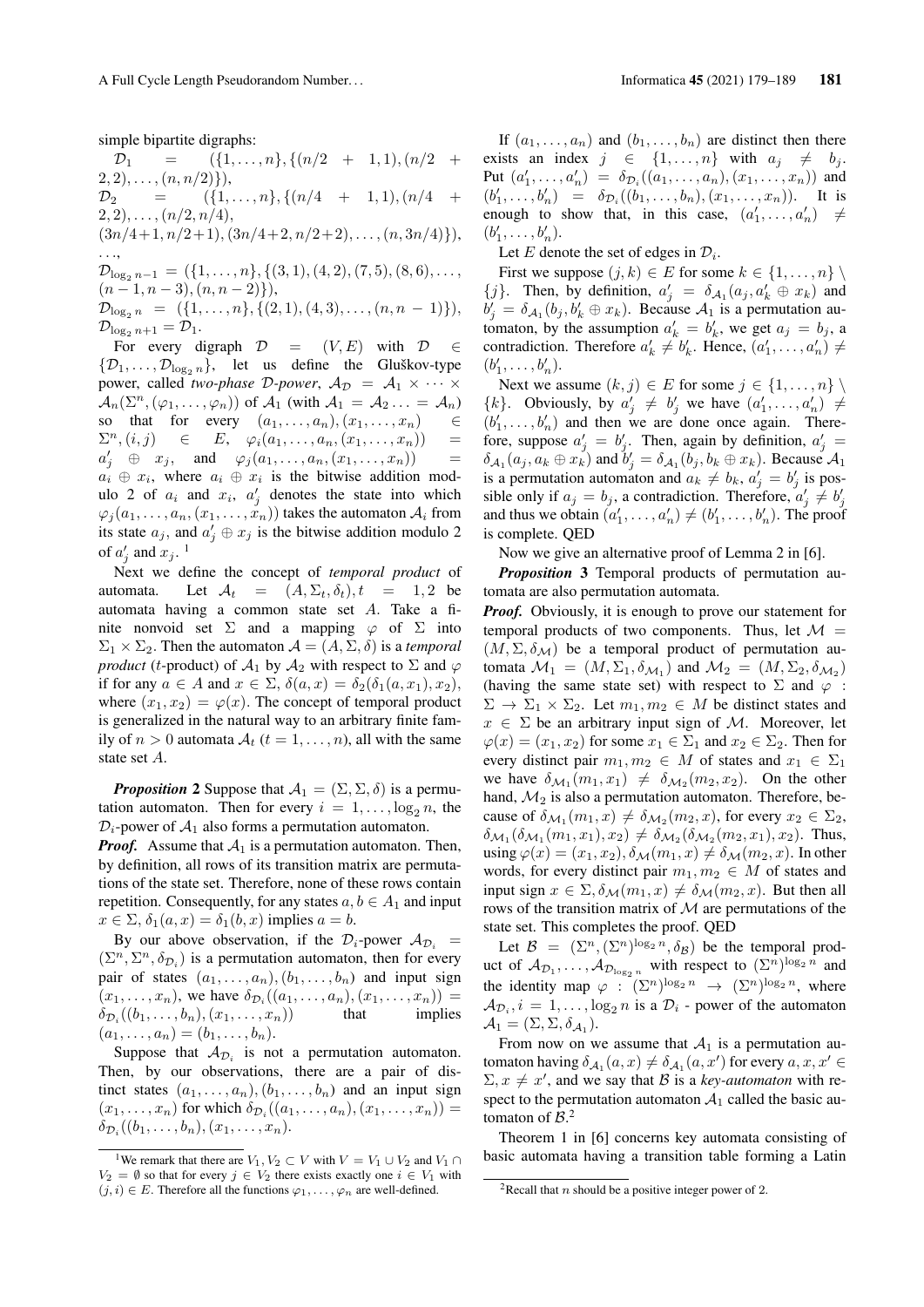simple bipartite digraphs:

$\mathcal{D}_1 = (\{1,\dots,n\},\{(n/2+1,1),(n/2+2,2),\dots,(n,n/2)\})$,
$\mathcal{D}_2 = (\{1,\dots,n\},\{(n/4+1,1),(n/4+2,2),\dots,(n/2,n/4),$
$(3n/4+1,n/2+1),(3n/4+2,n/2+2),\dots,(n,3n/4)\})$,
…,
$\mathcal{D}_{\log_2 n-1} = (\{1,\dots,n\},\{(3,1),(4,2),(7,5),(8,6),\dots,(n-1,n-3),(n,n-2)\})$,
$\mathcal{D}_{\log_2 n} = (\{1,\dots,n\},\{(2,1),(4,3),\dots,(n,n-1)\})$,
$\mathcal{D}_{\log_2 n+1} = \mathcal{D}_1$.

For every digraph $\mathcal{D} = (V,E)$ with $\mathcal{D} \in \{\mathcal{D}_1,\dots,\mathcal{D}_{\log_2 n}\}$, let us define the Gluškov-type power, called *two-phase $\mathcal{D}$-power*, $\mathcal{A}_{\mathcal{D}} = \mathcal{A}_1 \times \cdots \times \mathcal{A}_n(\Sigma^n,(\varphi_1,\dots,\varphi_n))$ of $\mathcal{A}_1$ (with $\mathcal{A}_1 = \mathcal{A}_2 \dots = \mathcal{A}_n$) so that for every $(a_1,\dots,a_n),(x_1,\dots,x_n) \in \Sigma^n, (i,j) \in E$, $\varphi_i(a_1,\dots,a_n,(x_1,\dots,x_n)) = a'_j \oplus x_j$, and $\varphi_j(a_1,\dots,a_n,(x_1,\dots,x_n)) = a_i \oplus x_i$, where $a_i \oplus x_i$ is the bitwise addition modulo 2 of $a_i$ and $x_i$, $a'_j$ denotes the state into which $\varphi_j(a_1,\dots,a_n,(x_1,\dots,x_n))$ takes the automaton $\mathcal{A}_i$ from its state $a_j$, and $a'_j \oplus x_j$ is the bitwise addition modulo 2 of $a'_j$ and $x_j$. [1]

Next we define the concept of *temporal product* of automata. Let $\mathcal{A}_t = (A,\Sigma_t,\delta_t), t = 1,2$ be automata having a common state set $A$. Take a finite nonvoid set $\Sigma$ and a mapping $\varphi$ of $\Sigma$ into $\Sigma_1 \times \Sigma_2$. Then the automaton $\mathcal{A} = (A,\Sigma,\delta)$ is a *temporal product* ($t$-product) of $\mathcal{A}_1$ by $\mathcal{A}_2$ with respect to $\Sigma$ and $\varphi$ if for any $a \in A$ and $x \in \Sigma$, $\delta(a,x) = \delta_2(\delta_1(a,x_1),x_2)$, where $(x_1,x_2) = \varphi(x)$. The concept of temporal product is generalized in the natural way to an arbitrary finite family of $n > 0$ automata $\mathcal{A}_t$ $(t = 1,\dots,n)$, all with the same state set $A$.

***Proposition* 2** Suppose that $\mathcal{A}_1 = (\Sigma,\Sigma,\delta)$ is a permutation automaton. Then for every $i = 1,\dots,\log_2 n$, the $\mathcal{D}_i$-power of $\mathcal{A}_1$ also forms a permutation automaton.

***Proof.*** Assume that $\mathcal{A}_1$ is a permutation automaton. Then, by definition, all rows of its transition matrix are permutations of the state set. Therefore, none of these rows contain repetition. Consequently, for any states $a,b \in A_1$ and input $x \in \Sigma$, $\delta_1(a,x) = \delta_1(b,x)$ implies $a = b$.

By our above observation, if the $\mathcal{D}_i$-power $\mathcal{A}_{\mathcal{D}_i} = (\Sigma^n,\Sigma^n,\delta_{\mathcal{D}_i})$ is a permutation automaton, then for every pair of states $(a_1,\dots,a_n),(b_1,\dots,b_n)$ and input sign $(x_1,\dots,x_n)$, we have $\delta_{\mathcal{D}_i}((a_1,\dots,a_n),(x_1,\dots,x_n)) = \delta_{\mathcal{D}_i}((b_1,\dots,b_n),(x_1,\dots,x_n))$ that implies $(a_1,\dots,a_n) = (b_1,\dots,b_n)$.

Suppose that $\mathcal{A}_{\mathcal{D}_i}$ is not a permutation automaton. Then, by our observations, there are a pair of distinct states $(a_1,\dots,a_n),(b_1,\dots,b_n)$ and an input sign $(x_1,\dots,x_n)$ for which $\delta_{\mathcal{D}_i}((a_1,\dots,a_n),(x_1,\dots,x_n)) = \delta_{\mathcal{D}_i}((b_1,\dots,b_n),(x_1,\dots,x_n)$.

If $(a_1,\dots,a_n)$ and $(b_1,\dots,b_n)$ are distinct then there exists an index $j \in \{1,\dots,n\}$ with $a_j \neq b_j$. Put $(a'_1,\dots,a'_n) = \delta_{\mathcal{D}_i}((a_1,\dots,a_n),(x_1,\dots,x_n))$ and $(b'_1,\dots,b'_n) = \delta_{\mathcal{D}_i}((b_1,\dots,b_n),(x_1,\dots,x_n))$. It is enough to show that, in this case, $(a'_1,\dots,a'_n) \neq (b'_1,\dots,b'_n)$.

Let $E$ denote the set of edges in $\mathcal{D}_i$.

First we suppose $(j,k) \in E$ for some $k \in \{1,\dots,n\} \setminus \{j\}$. Then, by definition, $a'_j = \delta_{\mathcal{A}_1}(a_j, a'_k \oplus x_k)$ and $b'_j = \delta_{\mathcal{A}_1}(b_j, b'_k \oplus x_k)$. Because $\mathcal{A}_1$ is a permutation automaton, by the assumption $a'_k = b'_k$, we get $a_j = b_j$, a contradiction. Therefore $a'_k \neq b'_k$. Hence, $(a'_1,\dots,a'_n) \neq (b'_1,\dots,b'_n)$.

Next we assume $(k,j) \in E$ for some $j \in \{1,\dots,n\} \setminus \{k\}$. Obviously, by $a'_j \neq b'_j$ we have $(a'_1,\dots,a'_n) \neq (b'_1,\dots,b'_n)$ and then we are done once again. Therefore, suppose $a'_j = b'_j$. Then, again by definition, $a'_j = \delta_{\mathcal{A}_1}(a_j, a_k \oplus x_k)$ and $b'_j = \delta_{\mathcal{A}_1}(b_j, b_k \oplus x_k)$. Because $\mathcal{A}_1$ is a permutation automaton and $a_k \neq b_k$, $a'_j = b'_j$ is possible only if $a_j = b_j$, a contradiction. Therefore, $a'_j \neq b'_j$ and thus we obtain $(a'_1,\dots,a'_n) \neq (b'_1,\dots,b'_n)$. The proof is complete. QED

Now we give an alternative proof of Lemma 2 in [6].

***Proposition* 3** Temporal products of permutation automata are also permutation automata.

***Proof.*** Obviously, it is enough to prove our statement for temporal products of two components. Thus, let $\mathcal{M} = (M,\Sigma,\delta_{\mathcal{M}})$ be a temporal product of permutation automata $\mathcal{M}_1 = (M,\Sigma_1,\delta_{\mathcal{M}_1})$ and $\mathcal{M}_2 = (M,\Sigma_2,\delta_{\mathcal{M}_2})$ (having the same state set) with respect to $\Sigma$ and $\varphi$ : $\Sigma \to \Sigma_1 \times \Sigma_2$. Let $m_1,m_2 \in M$ be distinct states and $x \in \Sigma$ be an arbitrary input sign of $\mathcal{M}$. Moreover, let $\varphi(x) = (x_1,x_2)$ for some $x_1 \in \Sigma_1$ and $x_2 \in \Sigma_2$. Then for every distinct pair $m_1,m_2 \in M$ of states and $x_1 \in \Sigma_1$ we have $\delta_{\mathcal{M}_1}(m_1,x_1) \neq \delta_{\mathcal{M}_2}(m_2,x_2)$. On the other hand, $\mathcal{M}_2$ is also a permutation automaton. Therefore, because of $\delta_{\mathcal{M}_1}(m_1,x) \neq \delta_{\mathcal{M}_2}(m_2,x)$, for every $x_2 \in \Sigma_2$, $\delta_{\mathcal{M}_1}(\delta_{\mathcal{M}_1}(m_1,x_1),x_2) \neq \delta_{\mathcal{M}_2}(\delta_{\mathcal{M}_2}(m_2,x_1),x_2)$. Thus, using $\varphi(x) = (x_1,x_2)$, $\delta_{\mathcal{M}}(m_1,x) \neq \delta_{\mathcal{M}}(m_2,x)$. In other words, for every distinct pair $m_1,m_2 \in M$ of states and input sign $x \in \Sigma$, $\delta_{\mathcal{M}}(m_1,x) \neq \delta_{\mathcal{M}}(m_2,x)$. But then all rows of the transition matrix of $\mathcal{M}$ are permutations of the state set. This completes the proof. QED

Let $\mathcal{B} = (\Sigma^n,(\Sigma^n)^{\log_2 n},\delta_{\mathcal{B}})$ be the temporal product of $\mathcal{A}_{\mathcal{D}_1},\dots,\mathcal{A}_{\mathcal{D}_{\log_2 n}}$ with respect to $(\Sigma^n)^{\log_2 n}$ and the identity map $\varphi : (\Sigma^n)^{\log_2 n} \to (\Sigma^n)^{\log_2 n}$, where $\mathcal{A}_{\mathcal{D}_i}, i = 1,\dots,\log_2 n$ is a $\mathcal{D}_i$ - power of the automaton $\mathcal{A}_1 = (\Sigma,\Sigma,\delta_{\mathcal{A}_1})$.

From now on we assume that $\mathcal{A}_1$ is a permutation automaton having $\delta_{\mathcal{A}_1}(a,x) \neq \delta_{\mathcal{A}_1}(a,x')$ for every $a,x,x' \in \Sigma, x \neq x'$, and we say that $\mathcal{B}$ is a *key-automaton* with respect to the permutation automaton $\mathcal{A}_1$ called the basic automaton of $\mathcal{B}$.[2]

Theorem 1 in [6] concerns key automata consisting of basic automata having a transition table forming a Latin

[1] We remark that there are $V_1,V_2 \subset V$ with $V = V_1 \cup V_2$ and $V_1 \cap V_2 = \emptyset$ so that for every $j \in V_2$ there exists exactly one $i \in V_1$ with $(j,i) \in E$. Therefore all the functions $\varphi_1,\dots,\varphi_n$ are well-defined.

[2] Recall that $n$ should be a positive integer power of 2.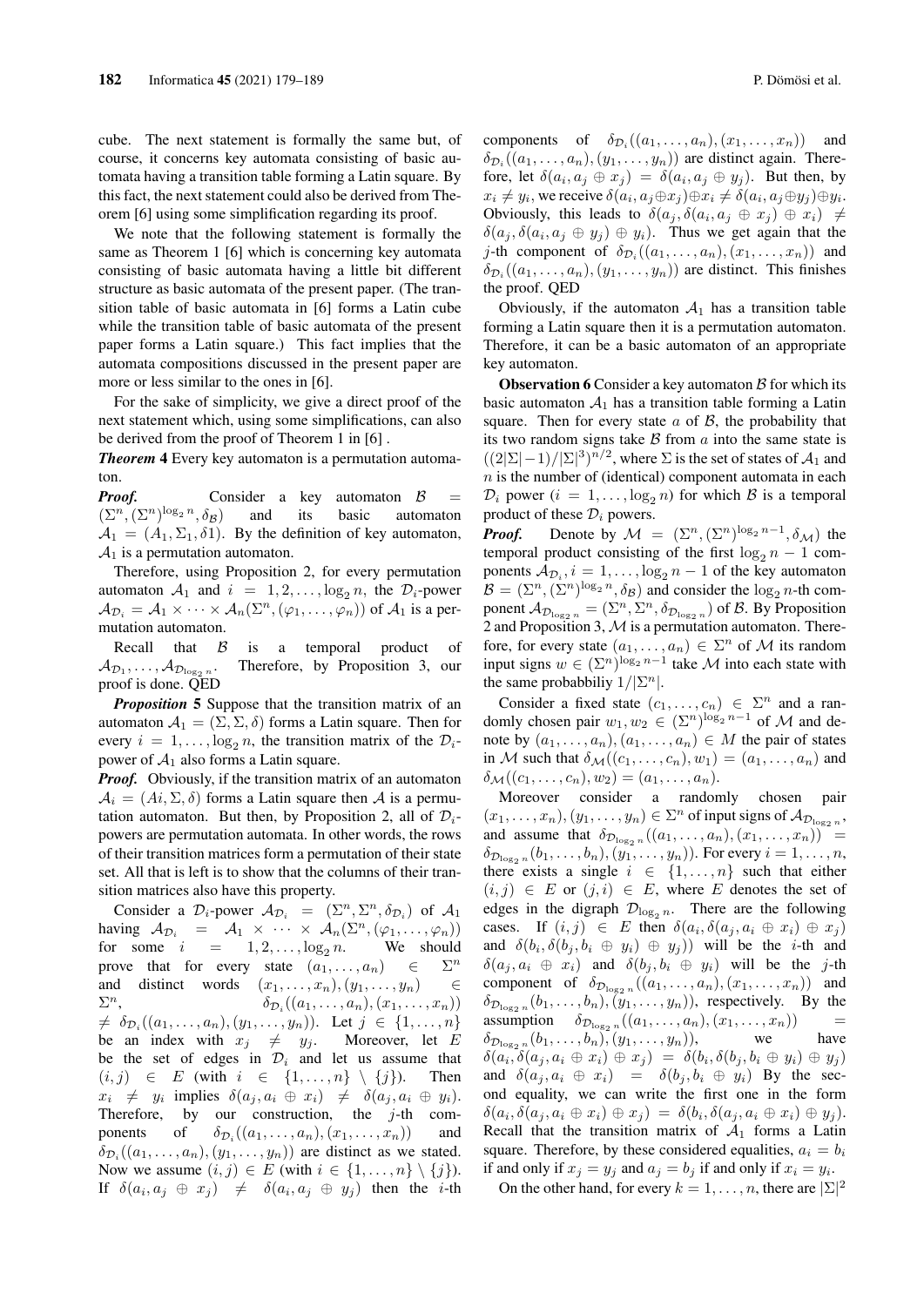cube. The next statement is formally the same but, of course, it concerns key automata consisting of basic automata having a transition table forming a Latin square. By this fact, the next statement could also be derived from Theorem [6] using some simplification regarding its proof.

We note that the following statement is formally the same as Theorem 1 [6] which is concerning key automata consisting of basic automata having a little bit different structure as basic automata of the present paper. (The transition table of basic automata in [6] forms a Latin cube while the transition table of basic automata of the present paper forms a Latin square.) This fact implies that the automata compositions discussed in the present paper are more or less similar to the ones in [6].

For the sake of simplicity, we give a direct proof of the next statement which, using some simplifications, can also be derived from the proof of Theorem 1 in [6] .

***Theorem* 4** Every key automaton is a permutation automaton.

***Proof.*** Consider a key automaton $\mathcal{B} = (\Sigma^n, (\Sigma^n)^{\log_2 n}, \delta_{\mathcal{B}})$ and its basic automaton $\mathcal{A}_1 = (A_1, \Sigma_1, \delta 1)$. By the definition of key automaton, $\mathcal{A}_1$ is a permutation automaton.

Therefore, using Proposition 2, for every permutation automaton $\mathcal{A}_1$ and $i = 1, 2, \ldots, \log_2 n$, the $\mathcal{D}_i$-power $\mathcal{A}_{\mathcal{D}_i} = \mathcal{A}_1 \times \cdots \times \mathcal{A}_n(\Sigma^n, (\varphi_1, \ldots, \varphi_n))$ of $\mathcal{A}_1$ is a permutation automaton.

Recall that $\mathcal{B}$ is a temporal product of $\mathcal{A}_{\mathcal{D}_1}, \ldots, \mathcal{A}_{\mathcal{D}_{\log_2 n}}$. Therefore, by Proposition 3, our proof is done. QED

***Proposition* 5** Suppose that the transition matrix of an automaton $\mathcal{A}_1 = (\Sigma, \Sigma, \delta)$ forms a Latin square. Then for every $i = 1, \ldots, \log_2 n$, the transition matrix of the $\mathcal{D}_i$-power of $\mathcal{A}_1$ also forms a Latin square.

***Proof.*** Obviously, if the transition matrix of an automaton $\mathcal{A}_i = (Ai, \Sigma, \delta)$ forms a Latin square then $\mathcal{A}$ is a permutation automaton. But then, by Proposition 2, all of $\mathcal{D}_i$-powers are permutation automata. In other words, the rows of their transition matrices form a permutation of their state set. All that is left is to show that the columns of their transition matrices also have this property.

Consider a $\mathcal{D}_i$-power $\mathcal{A}_{\mathcal{D}_i} = (\Sigma^n, \Sigma^n, \delta_{\mathcal{D}_i})$ of $\mathcal{A}_1$ having $\mathcal{A}_{\mathcal{D}_i} = \mathcal{A}_1 \times \cdots \times \mathcal{A}_n(\Sigma^n, (\varphi_1, \ldots, \varphi_n))$ for some $i = 1, 2, \ldots, \log_2 n$. We should prove that for every state $(a_1, \ldots, a_n) \in \Sigma^n$ and distinct words $(x_1, \ldots, x_n), (y_1, \ldots, y_n) \in \Sigma^n$, $\delta_{\mathcal{D}_i}((a_1, \ldots, a_n), (x_1, \ldots, x_n)) \neq \delta_{\mathcal{D}_i}((a_1, \ldots, a_n), (y_1, \ldots, y_n))$. Let $j \in \{1, \ldots, n\}$ be an index with $x_j \neq y_j$. Moreover, let $E$ be the set of edges in $\mathcal{D}_i$ and let us assume that $(i, j) \in E$ (with $i \in \{1, \ldots, n\} \setminus \{j\}$). Then $x_i \neq y_i$ implies $\delta(a_j, a_i \oplus x_i) \neq \delta(a_j, a_i \oplus y_i)$. Therefore, by our construction, the $j$-th components of $\delta_{\mathcal{D}_i}((a_1, \ldots, a_n), (x_1, \ldots, x_n))$ and $\delta_{\mathcal{D}_i}((a_1, \ldots, a_n), (y_1, \ldots, y_n))$ are distinct as we stated. Now we assume $(i, j) \in E$ (with $i \in \{1, \ldots, n\} \setminus \{j\}$). If $\delta(a_i, a_j \oplus x_j) \neq \delta(a_i, a_j \oplus y_j)$ then the $i$-th components of $\delta_{\mathcal{D}_i}((a_1, \ldots, a_n), (x_1, \ldots, x_n))$ and $\delta_{\mathcal{D}_i}((a_1, \ldots, a_n), (y_1, \ldots, y_n))$ are distinct again. Therefore, let $\delta(a_i, a_j \oplus x_j) = \delta(a_i, a_j \oplus y_j)$. But then, by $x_i \neq y_i$, we receive $\delta(a_i, a_j \oplus x_j) \oplus x_i \neq \delta(a_i, a_j \oplus y_j) \oplus y_i$. Obviously, this leads to $\delta(a_j, \delta(a_i, a_j \oplus x_j) \oplus x_i) \neq \delta(a_j, \delta(a_i, a_j \oplus y_j) \oplus y_i)$. Thus we get again that the $j$-th component of $\delta_{\mathcal{D}_i}((a_1, \ldots, a_n), (x_1, \ldots, x_n))$ and $\delta_{\mathcal{D}_i}((a_1, \ldots, a_n), (y_1, \ldots, y_n))$ are distinct. This finishes the proof. QED

Obviously, if the automaton $\mathcal{A}_1$ has a transition table forming a Latin square then it is a permutation automaton. Therefore, it can be a basic automaton of an appropriate key automaton.

**Observation 6** Consider a key automaton $\mathcal{B}$ for which its basic automaton $\mathcal{A}_1$ has a transition table forming a Latin square. Then for every state $a$ of $\mathcal{B}$, the probability that its two random signs take $\mathcal{B}$ from $a$ into the same state is $((2|\Sigma|-1)/|\Sigma|^3)^{n/2}$, where $\Sigma$ is the set of states of $\mathcal{A}_1$ and $n$ is the number of (identical) component automata in each $\mathcal{D}_i$ power ($i = 1, \ldots, \log_2 n$) for which $\mathcal{B}$ is a temporal product of these $\mathcal{D}_i$ powers.

***Proof.*** Denote by $\mathcal{M} = (\Sigma^n, (\Sigma^n)^{\log_2 n - 1}, \delta_{\mathcal{M}})$ the temporal product consisting of the first $\log_2 n - 1$ components $\mathcal{A}_{\mathcal{D}_i}, i = 1, \ldots, \log_2 n - 1$ of the key automaton $\mathcal{B} = (\Sigma^n, (\Sigma^n)^{\log_2 n}, \delta_{\mathcal{B}})$ and consider the $\log_2 n$-th component $\mathcal{A}_{\mathcal{D}_{\log_2 n}} = (\Sigma^n, \Sigma^n, \delta_{\mathcal{D}_{\log_2 n}})$ of $\mathcal{B}$. By Proposition 2 and Proposition 3, $\mathcal{M}$ is a permutation automaton. Therefore, for every state $(a_1, \ldots, a_n) \in \Sigma^n$ of $\mathcal{M}$ its random input signs $w \in (\Sigma^n)^{\log_2 n - 1}$ take $\mathcal{M}$ into each state with the same probabbiliy $1/|\Sigma^n|$.

Consider a fixed state $(c_1, \ldots, c_n) \in \Sigma^n$ and a randomly chosen pair $w_1, w_2 \in (\Sigma^n)^{\log_2 n - 1}$ of $\mathcal{M}$ and denote by $(a_1, \ldots, a_n), (a_1, \ldots, a_n) \in M$ the pair of states in $\mathcal{M}$ such that $\delta_{\mathcal{M}}((c_1, \ldots, c_n), w_1) = (a_1, \ldots, a_n)$ and $\delta_{\mathcal{M}}((c_1, \ldots, c_n), w_2) = (a_1, \ldots, a_n)$.

Moreover consider a randomly chosen pair $(x_1, \ldots, x_n), (y_1, \ldots, y_n) \in \Sigma^n$ of input signs of $\mathcal{A}_{\mathcal{D}_{\log_2 n}}$, and assume that $\delta_{\mathcal{D}_{\log_2 n}}((a_1, \ldots, a_n), (x_1, \ldots, x_n)) = \delta_{\mathcal{D}_{\log_2 n}}(b_1, \ldots, b_n), (y_1, \ldots, y_n))$. For every $i = 1, \ldots, n$, there exists a single $i \in \{1, \ldots, n\}$ such that either $(i, j) \in E$ or $(j, i) \in E$, where $E$ denotes the set of edges in the digraph $\mathcal{D}_{\log_2 n}$. There are the following cases. If $(i, j) \in E$ then $\delta(a_i, \delta(a_j, a_i \oplus x_i) \oplus x_j)$ and $\delta(b_i, \delta(b_j, b_i \oplus y_i) \oplus y_j))$ will be the $i$-th and $\delta(a_j, a_i \oplus x_i)$ and $\delta(b_j, b_i \oplus y_i)$ will be the $j$-th component of $\delta_{\mathcal{D}_{\log_2 n}}((a_1, \ldots, a_n), (x_1, \ldots, x_n))$ and $\delta_{\mathcal{D}_{\log_2 n}}(b_1, \ldots, b_n), (y_1, \ldots, y_n))$, respectively. By the assumption $\delta_{\mathcal{D}_{\log_2 n}}((a_1, \ldots, a_n), (x_1, \ldots, x_n)) = \delta_{\mathcal{D}_{\log_2 n}}(b_1, \ldots, b_n), (y_1, \ldots, y_n))$, we have $\delta(a_i, \delta(a_j, a_i \oplus x_i) \oplus x_j) = \delta(b_i, \delta(b_j, b_i \oplus y_i) \oplus y_j)$ and $\delta(a_j, a_i \oplus x_i) = \delta(b_j, b_i \oplus y_i)$ By the second equality, we can write the first one in the form $\delta(a_i, \delta(a_j, a_i \oplus x_i) \oplus x_j) = \delta(b_i, \delta(a_j, a_i \oplus x_i) \oplus y_j)$. Recall that the transition matrix of $\mathcal{A}_1$ forms a Latin square. Therefore, by these considered equalities, $a_i = b_i$ if and only if $x_j = y_j$ and $a_j = b_j$ if and only if $x_i = y_i$.

On the other hand, for every $k = 1, \ldots, n$, there are $|\Sigma|^2$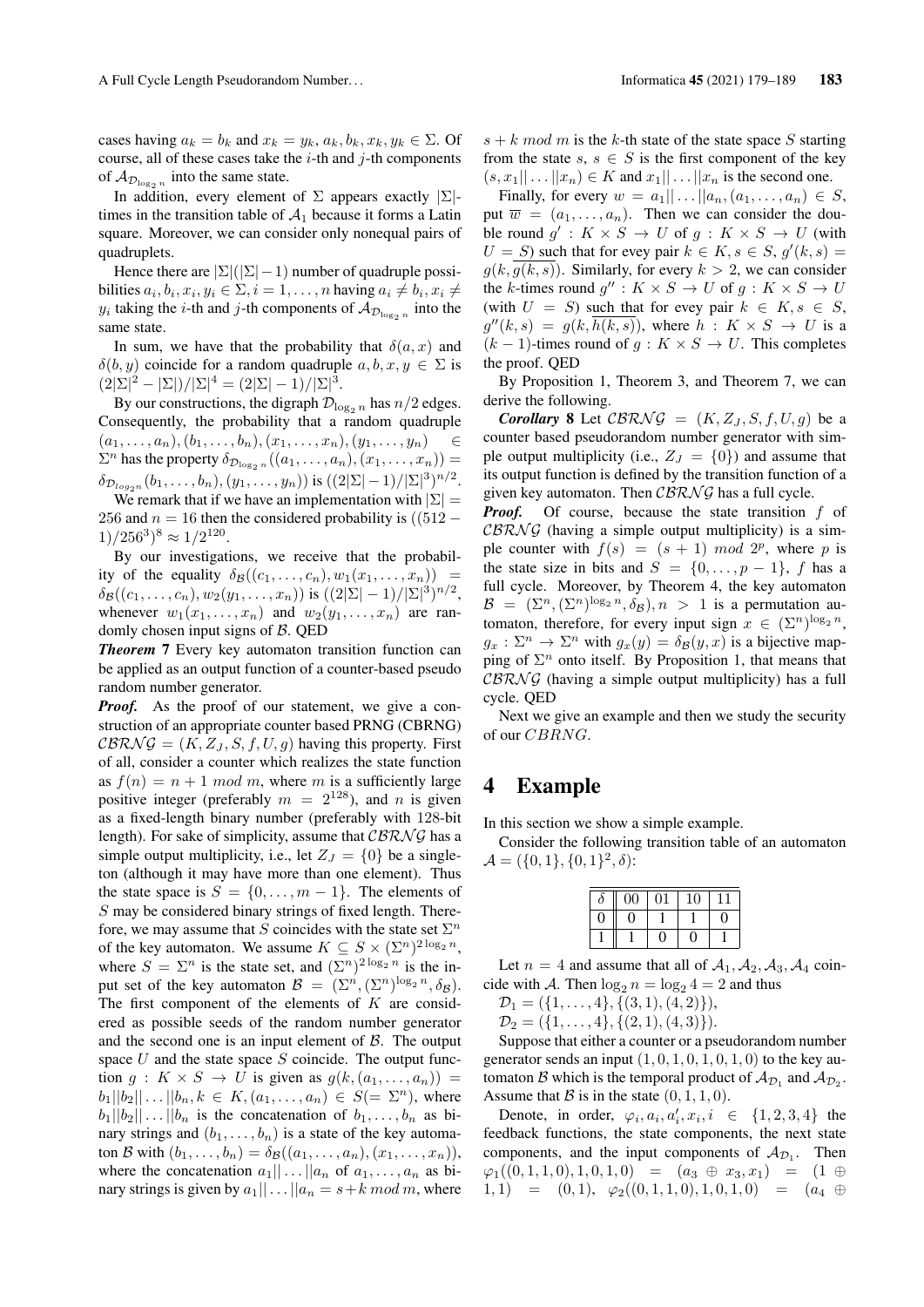cases having $a_k = b_k$ and $x_k = y_k$, $a_k, b_k, x_k, y_k \in \Sigma$. Of course, all of these cases take the $i$-th and $j$-th components of $\mathcal{A}_{\mathcal{D}_{\log_2 n}}$ into the same state.

In addition, every element of $\Sigma$ appears exactly $|\Sigma|$-times in the transition table of $\mathcal{A}_1$ because it forms a Latin square. Moreover, we can consider only nonequal pairs of quadruplets.

Hence there are $|\Sigma|(|\Sigma|-1)$ number of quadruple possibilities $a_i, b_i, x_i, y_i \in \Sigma, i = 1, \ldots, n$ having $a_i \neq b_i, x_i \neq y_i$ taking the $i$-th and $j$-th components of $\mathcal{A}_{\mathcal{D}_{\log_2 n}}$ into the same state.

In sum, we have that the probability that $\delta(a, x)$ and $\delta(b, y)$ coincide for a random quadruple $a, b, x, y \in \Sigma$ is $(2|\Sigma|^2 - |\Sigma|)/|\Sigma|^4 = (2|\Sigma| - 1)/|\Sigma|^3$.

By our constructions, the digraph $\mathcal{D}_{\log_2 n}$ has $n/2$ edges. Consequently, the probability that a random quadruple $(a_1, \ldots, a_n), (b_1, \ldots, b_n), (x_1, \ldots, x_n), (y_1, \ldots, y_n) \in \Sigma^n$ has the property $\delta_{\mathcal{D}_{\log_2 n}}((a_1, \ldots, a_n), (x_1, \ldots, x_n)) = \delta_{\mathcal{D}_{\log_2 n}}((b_1, \ldots, b_n), (y_1, \ldots, y_n))$ is $((2|\Sigma|-1)/|\Sigma|^3)^{n/2}$.

We remark that if we have an implementation with $|\Sigma| = 256$ and $n = 16$ then the considered probability is $((512 - 1)/256^3)^8 \approx 1/2^{120}$.

By our investigations, we receive that the probability of the equality $\delta_{\mathcal{B}}((c_1, \ldots, c_n), w_1(x_1, \ldots, x_n)) = \delta_{\mathcal{B}}((c_1, \ldots, c_n), w_2(y_1, \ldots, x_n))$ is $((2|\Sigma| - 1)/|\Sigma|^3)^{n/2}$, whenever $w_1(x_1, \ldots, x_n)$ and $w_2(y_1, \ldots, x_n)$ are randomly chosen input signs of $\mathcal{B}$. QED

***Theorem* 7** Every key automaton transition function can be applied as an output function of a counter-based pseudo random number generator.

***Proof.*** As the proof of our statement, we give a construction of an appropriate counter based PRNG (CBRNG) $\mathcal{CBRNG} = (K, Z_J, S, f, U, g)$ having this property. First of all, consider a counter which realizes the state function as $f(n) = n + 1 \mod m$, where $m$ is a sufficiently large positive integer (preferably $m = 2^{128}$), and $n$ is given as a fixed-length binary number (preferably with 128-bit length). For sake of simplicity, assume that $\mathcal{CBRNG}$ has a simple output multiplicity, i.e., let $Z_J = \{0\}$ be a singleton (although it may have more than one element). Thus the state space is $S = \{0, \ldots, m-1\}$. The elements of $S$ may be considered binary strings of fixed length. Therefore, we may assume that $S$ coincides with the state set $\Sigma^n$ of the key automaton. We assume $K \subseteq S \times (\Sigma^n)^{2\log_2 n}$, where $S = \Sigma^n$ is the state set, and $(\Sigma^n)^{2\log_2 n}$ is the input set of the key automaton $\mathcal{B} = (\Sigma^n, (\Sigma^n)^{\log_2 n}, \delta_{\mathcal{B}})$. The first component of the elements of $K$ are considered as possible seeds of the random number generator and the second one is an input element of $\mathcal{B}$. The output space $U$ and the state space $S$ coincide. The output function $g : K \times S \to U$ is given as $g(k, (a_1, \ldots, a_n)) = b_1||b_2|| \ldots ||b_n, k \in K, (a_1, \ldots, a_n) \in S (= \Sigma^n)$, where $b_1||b_2|| \ldots ||b_n$ is the concatenation of $b_1, \ldots, b_n$ as binary strings and $(b_1, \ldots, b_n)$ is a state of the key automaton $\mathcal{B}$ with $(b_1, \ldots, b_n) = \delta_{\mathcal{B}}((a_1, \ldots, a_n), (x_1, \ldots, x_n))$, where the concatenation $a_1|| \ldots ||a_n$ of $a_1, \ldots, a_n$ as binary strings is given by $a_1|| \ldots ||a_n = s + k \mod m$, where $s + k \mod m$ is the $k$-th state of the state space $S$ starting from the state $s$, $s \in S$ is the first component of the key $(s, x_1|| \ldots ||x_n) \in K$ and $x_1|| \ldots ||x_n$ is the second one.

Finally, for every $w = a_1|| \ldots ||a_n, (a_1, \ldots, a_n) \in S$, put $\overline{w} = (a_1, \ldots, a_n)$. Then we can consider the double round $g' : K \times S \to U$ of $g : K \times S \to U$ (with $U = S$) such that for evey pair $k \in K, s \in S$, $g'(k, s) = g(k, \overline{g(k, s)})$. Similarly, for every $k > 2$, we can consider the $k$-times round $g'' : K \times S \to U$ of $g : K \times S \to U$ (with $U = S$) such that for evey pair $k \in K, s \in S$, $g''(k, s) = g(k, \overline{h(k, s)})$, where $h : K \times S \to U$ is a $(k-1)$-times round of $g : K \times S \to U$. This completes the proof. QED

By Proposition 1, Theorem 3, and Theorem 7, we can derive the following.

***Corollary* 8** Let $\mathcal{CBRNG} = (K, Z_J, S, f, U, g)$ be a counter based pseudorandom number generator with simple output multiplicity (i.e., $Z_J = \{0\}$) and assume that its output function is defined by the transition function of a given key automaton. Then $\mathcal{CBRNG}$ has a full cycle.

***Proof.*** Of course, because the state transition $f$ of $\mathcal{CBRNG}$ (having a simple output multiplicity) is a simple counter with $f(s) = (s + 1) \mod 2^p$, where $p$ is the state size in bits and $S = \{0, \ldots, p-1\}$, $f$ has a full cycle. Moreover, by Theorem 4, the key automaton $\mathcal{B} = (\Sigma^n, (\Sigma^n)^{\log_2 n}, \delta_{\mathcal{B}}), n > 1$ is a permutation automaton, therefore, for every input sign $x \in (\Sigma^n)^{\log_2 n}$, $g_x : \Sigma^n \to \Sigma^n$ with $g_x(y) = \delta_{\mathcal{B}}(y, x)$ is a bijective mapping of $\Sigma^n$ onto itself. By Proposition 1, that means that $\mathcal{CBRNG}$ (having a simple output multiplicity) has a full cycle. QED

Next we give an example and then we study the security of our $CBRNG$.

# 4 Example

In this section we show a simple example.

Consider the following transition table of an automaton $\mathcal{A} = (\{0, 1\}, \{0, 1\}^2, \delta)$:

| $\delta$ | 00 | 01 | 10 | 11 |
|---|---|---|---|---|
| 0 | 0 | 1 | 1 | 0 |
| 1 | 1 | 0 | 0 | 1 |

Let $n = 4$ and assume that all of $\mathcal{A}_1, \mathcal{A}_2, \mathcal{A}_3, \mathcal{A}_4$ coincide with $\mathcal{A}$. Then $\log_2 n = \log_2 4 = 2$ and thus

$\mathcal{D}_1 = (\{1, \ldots, 4\}, \{(3, 1), (4, 2)\})$,

$\mathcal{D}_2 = (\{1, \ldots, 4\}, \{(2, 1), (4, 3)\})$.

Suppose that either a counter or a pseudorandom number generator sends an input $(1, 0, 1, 0, 1, 0, 1, 0)$ to the key automaton $\mathcal{B}$ which is the temporal product of $\mathcal{A}_{\mathcal{D}_1}$ and $\mathcal{A}_{\mathcal{D}_2}$. Assume that $\mathcal{B}$ is in the state $(0, 1, 1, 0)$.

Denote, in order, $\varphi_i, a_i, a'_i, x_i, i \in \{1, 2, 3, 4\}$ the feedback functions, the state components, the next state components, and the input components of $\mathcal{A}_{\mathcal{D}_1}$. Then $\varphi_1((0, 1, 1, 0), 1, 0, 1, 0) = (a_3 \oplus x_3, x_1) = (1 \oplus 1, 1) = (0, 1)$, $\varphi_2((0, 1, 1, 0), 1, 0, 1, 0) = (a_4 \oplus$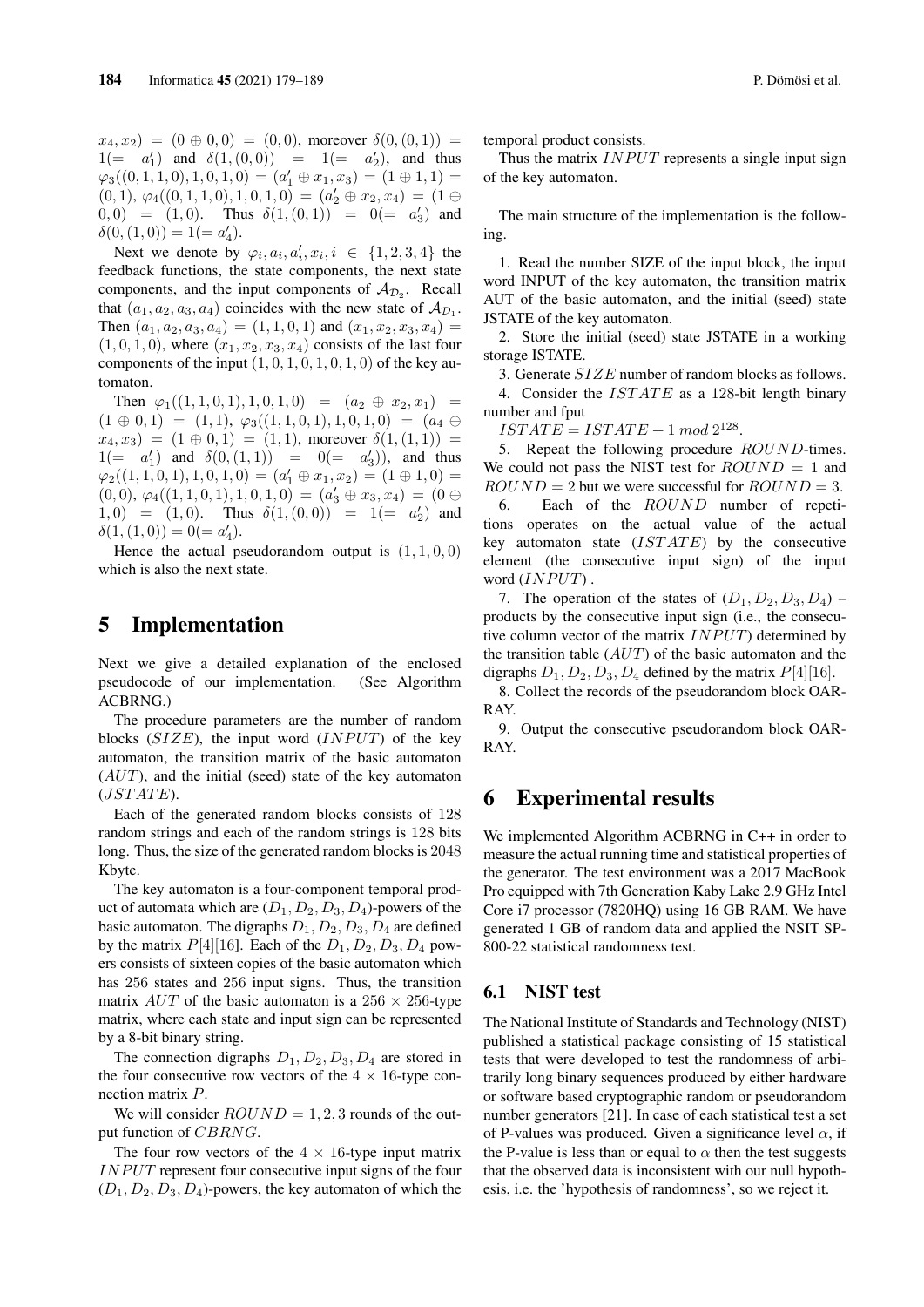$x_4, x_2) = (0 \oplus 0, 0) = (0, 0)$, moreover $\delta(0, (0, 1)) = 1 (= a'_1)$ and $\delta(1, (0, 0)) = 1 (= a'_2)$, and thus $\varphi_3((0, 1, 1, 0), 1, 0, 1, 0) = (a'_1 \oplus x_1, x_3) = (1 \oplus 1, 1) = (0, 1)$, $\varphi_4((0, 1, 1, 0), 1, 0, 1, 0) = (a'_2 \oplus x_2, x_4) = (1 \oplus 0, 0) = (1, 0)$. Thus $\delta(1, (0, 1)) = 0 (= a'_3)$ and $\delta(0, (1, 0)) = 1 (= a'_4)$.

Next we denote by $\varphi_i, a_i, a'_i, x_i, i \in \{1, 2, 3, 4\}$ the feedback functions, the state components, the next state components, and the input components of $\mathcal{A}_{\mathcal{D}_2}$. Recall that $(a_1, a_2, a_3, a_4)$ coincides with the new state of $\mathcal{A}_{\mathcal{D}_1}$. Then $(a_1, a_2, a_3, a_4) = (1, 1, 0, 1)$ and $(x_1, x_2, x_3, x_4) = (1, 0, 1, 0)$, where $(x_1, x_2, x_3, x_4)$ consists of the last four components of the input $(1, 0, 1, 0, 1, 0, 1, 0)$ of the key automaton.

Then $\varphi_1((1, 1, 0, 1), 1, 0, 1, 0) = (a_2 \oplus x_2, x_1) = (1 \oplus 0, 1) = (1, 1)$, $\varphi_3((1, 1, 0, 1), 1, 0, 1, 0) = (a_4 \oplus x_4, x_3) = (1 \oplus 0, 1) = (1, 1)$, moreover $\delta(1, (1, 1)) = 1 (= a'_1)$ and $\delta(0, (1, 1)) = 0 (= a'_3)$, and thus $\varphi_2((1, 1, 0, 1), 1, 0, 1, 0) = (a'_1 \oplus x_1, x_2) = (1 \oplus 1, 0) = (0, 0)$, $\varphi_4((1, 1, 0, 1), 1, 0, 1, 0) = (a'_3 \oplus x_3, x_4) = (0 \oplus 1, 0) = (1, 0)$. Thus $\delta(1, (0, 0)) = 1 (= a'_2)$ and $\delta(1, (1, 0)) = 0 (= a'_4)$.

Hence the actual pseudorandom output is $(1, 1, 0, 0)$ which is also the next state.

# 5 Implementation

Next we give a detailed explanation of the enclosed pseudocode of our implementation. (See Algorithm ACBRNG.)

The procedure parameters are the number of random blocks ($SIZE$), the input word ($INPUT$) of the key automaton, the transition matrix of the basic automaton ($AUT$), and the initial (seed) state of the key automaton ($JSTATE$).

Each of the generated random blocks consists of 128 random strings and each of the random strings is 128 bits long. Thus, the size of the generated random blocks is 2048 Kbyte.

The key automaton is a four-component temporal product of automata which are $(D_1, D_2, D_3, D_4)$-powers of the basic automaton. The digraphs $D_1, D_2, D_3, D_4$ are defined by the matrix $P[4][16]$. Each of the $D_1, D_2, D_3, D_4$ powers consists of sixteen copies of the basic automaton which has 256 states and 256 input signs. Thus, the transition matrix $AUT$ of the basic automaton is a $256 \times 256$-type matrix, where each state and input sign can be represented by a 8-bit binary string.

The connection digraphs $D_1, D_2, D_3, D_4$ are stored in the four consecutive row vectors of the $4 \times 16$-type connection matrix $P$.

We will consider $ROUND = 1, 2, 3$ rounds of the output function of $CBRNG$.

The four row vectors of the $4 \times 16$-type input matrix $INPUT$ represent four consecutive input signs of the four $(D_1, D_2, D_3, D_4)$-powers, the key automaton of which the temporal product consists.

Thus the matrix $INPUT$ represents a single input sign of the key automaton.

The main structure of the implementation is the following.

1. Read the number SIZE of the input block, the input word INPUT of the key automaton, the transition matrix AUT of the basic automaton, and the initial (seed) state JSTATE of the key automaton.

2. Store the initial (seed) state JSTATE in a working storage ISTATE.

3. Generate $SIZE$ number of random blocks as follows.

4. Consider the $ISTATE$ as a 128-bit length binary number and fput

$ISTATE = ISTATE + 1 \; mod \; 2^{128}$.

5. Repeat the following procedure $ROUND$-times. We could not pass the NIST test for $ROUND = 1$ and $ROUND = 2$ but we were successful for $ROUND = 3$.

6. Each of the $ROUND$ number of repetitions operates on the actual value of the actual key automaton state ($ISTATE$) by the consecutive element (the consecutive input sign) of the input word ($INPUT$) .

7. The operation of the states of $(D_1, D_2, D_3, D_4)$ – products by the consecutive input sign (i.e., the consecutive column vector of the matrix $INPUT$) determined by the transition table ($AUT$) of the basic automaton and the digraphs $D_1, D_2, D_3, D_4$ defined by the matrix $P[4][16]$.

8. Collect the records of the pseudorandom block OARRAY.

9. Output the consecutive pseudorandom block OARRAY.

# 6 Experimental results

We implemented Algorithm ACBRNG in C++ in order to measure the actual running time and statistical properties of the generator. The test environment was a 2017 MacBook Pro equipped with 7th Generation Kaby Lake 2.9 GHz Intel Core i7 processor (7820HQ) using 16 GB RAM. We have generated 1 GB of random data and applied the NSIT SP-800-22 statistical randomness test.

## 6.1 NIST test

The National Institute of Standards and Technology (NIST) published a statistical package consisting of 15 statistical tests that were developed to test the randomness of arbitrarily long binary sequences produced by either hardware or software based cryptographic random or pseudorandom number generators [21]. In case of each statistical test a set of P-values was produced. Given a significance level $\alpha$, if the P-value is less than or equal to $\alpha$ then the test suggests that the observed data is inconsistent with our null hypothesis, i.e. the 'hypothesis of randomness', so we reject it.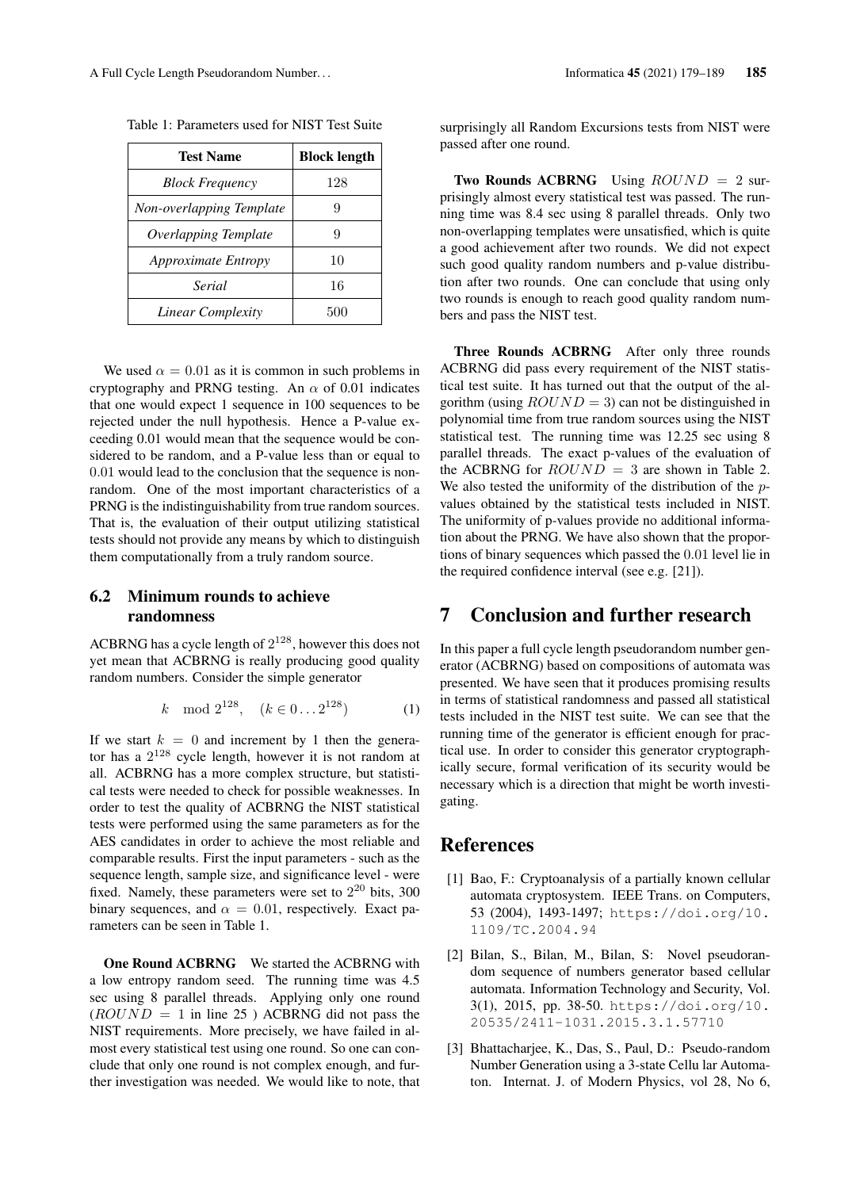Table 1: Parameters used for NIST Test Suite

| Test Name | Block length |
|---|---|
| *Block Frequency* | 128 |
| *Non-overlapping Template* | 9 |
| *Overlapping Template* | 9 |
| *Approximate Entropy* | 10 |
| *Serial* | 16 |
| *Linear Complexity* | 500 |

We used $\alpha = 0.01$ as it is common in such problems in cryptography and PRNG testing. An $\alpha$ of 0.01 indicates that one would expect 1 sequence in 100 sequences to be rejected under the null hypothesis. Hence a P-value exceeding 0.01 would mean that the sequence would be considered to be random, and a P-value less than or equal to 0.01 would lead to the conclusion that the sequence is non-random. One of the most important characteristics of a PRNG is the indistinguishability from true random sources. That is, the evaluation of their output utilizing statistical tests should not provide any means by which to distinguish them computationally from a truly random source.

### 6.2 Minimum rounds to achieve randomness

ACBRNG has a cycle length of $2^{128}$, however this does not yet mean that ACBRNG is really producing good quality random numbers. Consider the simple generator

$$k \mod 2^{128}, \quad (k \in 0 \ldots 2^{128}) \tag{1}$$

If we start $k = 0$ and increment by 1 then the generator has a $2^{128}$ cycle length, however it is not random at all. ACBRNG has a more complex structure, but statistical tests were needed to check for possible weaknesses. In order to test the quality of ACBRNG the NIST statistical tests were performed using the same parameters as for the AES candidates in order to achieve the most reliable and comparable results. First the input parameters - such as the sequence length, sample size, and significance level - were fixed. Namely, these parameters were set to $2^{20}$ bits, 300 binary sequences, and $\alpha = 0.01$, respectively. Exact parameters can be seen in Table 1.

**One Round ACBRNG** We started the ACBRNG with a low entropy random seed. The running time was 4.5 sec using 8 parallel threads. Applying only one round ($ROUND = 1$ in line 25 ) ACBRNG did not pass the NIST requirements. More precisely, we have failed in almost every statistical test using one round. So one can conclude that only one round is not complex enough, and further investigation was needed. We would like to note, that surprisingly all Random Excursions tests from NIST were passed after one round.

**Two Rounds ACBRNG** Using $ROUND = 2$ surprisingly almost every statistical test was passed. The running time was 8.4 sec using 8 parallel threads. Only two non-overlapping templates were unsatisfied, which is quite a good achievement after two rounds. We did not expect such good quality random numbers and p-value distribution after two rounds. One can conclude that using only two rounds is enough to reach good quality random numbers and pass the NIST test.

**Three Rounds ACBRNG** After only three rounds ACBRNG did pass every requirement of the NIST statistical test suite. It has turned out that the output of the algorithm (using $ROUND = 3$) can not be distinguished in polynomial time from true random sources using the NIST statistical test. The running time was 12.25 sec using 8 parallel threads. The exact p-values of the evaluation of the ACBRNG for $ROUND = 3$ are shown in Table 2. We also tested the uniformity of the distribution of the $p$-values obtained by the statistical tests included in NIST. The uniformity of p-values provide no additional information about the PRNG. We have also shown that the proportions of binary sequences which passed the 0.01 level lie in the required confidence interval (see e.g. [21]).

## 7 Conclusion and further research

In this paper a full cycle length pseudorandom number generator (ACBRNG) based on compositions of automata was presented. We have seen that it produces promising results in terms of statistical randomness and passed all statistical tests included in the NIST test suite. We can see that the running time of the generator is efficient enough for practical use. In order to consider this generator cryptographically secure, formal verification of its security would be necessary which is a direction that might be worth investigating.

## References

[1] Bao, F.: Cryptoanalysis of a partially known cellular automata cryptosystem. IEEE Trans. on Computers, 53 (2004), 1493-1497; https://doi.org/10.1109/TC.2004.94

[2] Bilan, S., Bilan, M., Bilan, S: Novel pseudorandom sequence of numbers generator based cellular automata. Information Technology and Security, Vol. 3(1), 2015, pp. 38-50. https://doi.org/10.20535/2411-1031.2015.3.1.57710

[3] Bhattacharjee, K., Das, S., Paul, D.: Pseudo-random Number Generation using a 3-state Cellu lar Automaton. Internat. J. of Modern Physics, vol 28, No 6,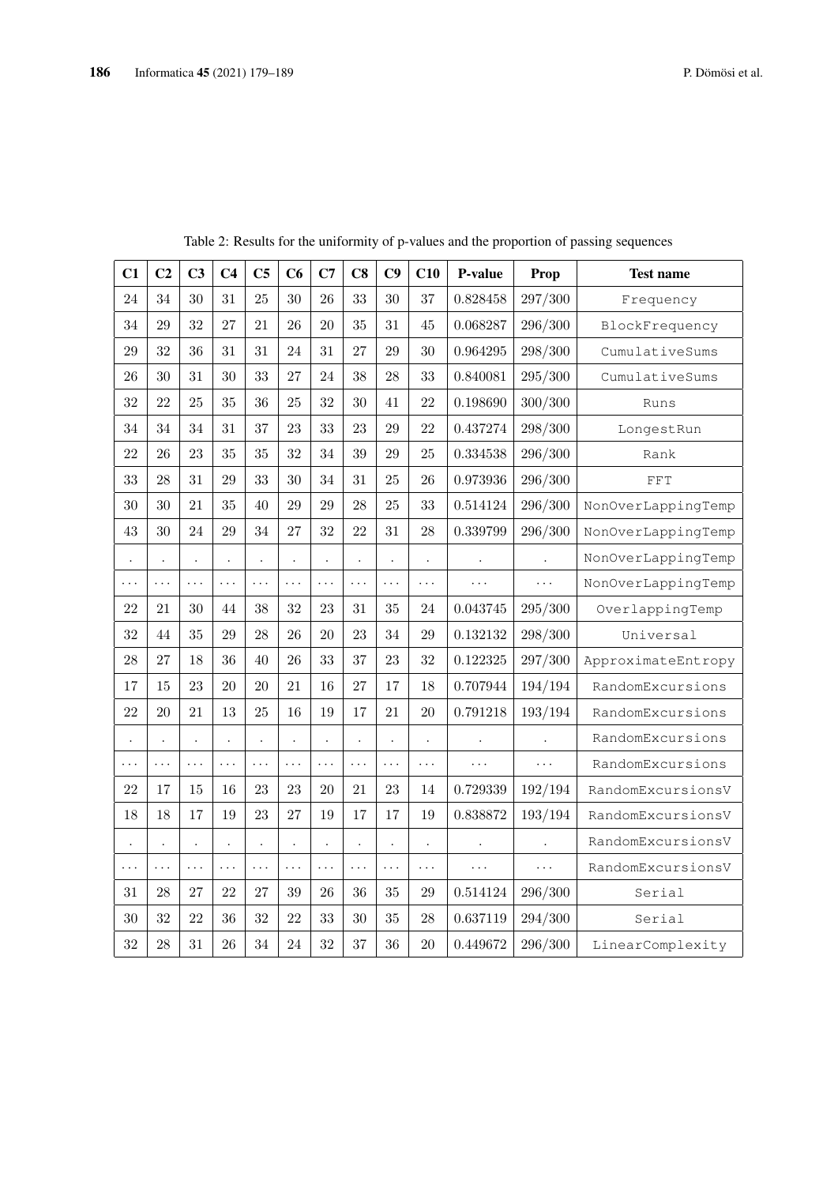Table 2: Results for the uniformity of p-values and the proportion of passing sequences

| C1 | C2 | C3 | C4 | C5 | C6 | C7 | C8 | C9 | C10 | P-value | Prop | Test name |
|---|---|---|---|---|---|---|---|---|---|---|---|---|
| 24 | 34 | 30 | 31 | 25 | 30 | 26 | 33 | 30 | 37 | 0.828458 | 297/300 | Frequency |
| 34 | 29 | 32 | 27 | 21 | 26 | 20 | 35 | 31 | 45 | 0.068287 | 296/300 | BlockFrequency |
| 29 | 32 | 36 | 31 | 31 | 24 | 31 | 27 | 29 | 30 | 0.964295 | 298/300 | CumulativeSums |
| 26 | 30 | 31 | 30 | 33 | 27 | 24 | 38 | 28 | 33 | 0.840081 | 295/300 | CumulativeSums |
| 32 | 22 | 25 | 35 | 36 | 25 | 32 | 30 | 41 | 22 | 0.198690 | 300/300 | Runs |
| 34 | 34 | 34 | 31 | 37 | 23 | 33 | 23 | 29 | 22 | 0.437274 | 298/300 | LongestRun |
| 22 | 26 | 23 | 35 | 35 | 32 | 34 | 39 | 29 | 25 | 0.334538 | 296/300 | Rank |
| 33 | 28 | 31 | 29 | 33 | 30 | 34 | 31 | 25 | 26 | 0.973936 | 296/300 | FFT |
| 30 | 30 | 21 | 35 | 40 | 29 | 29 | 28 | 25 | 33 | 0.514124 | 296/300 | NonOverLappingTemp |
| 43 | 30 | 24 | 29 | 34 | 27 | 32 | 22 | 31 | 28 | 0.339799 | 296/300 | NonOverLappingTemp |
| . | . | . | . | . | . | . | . | . | . | . | . | NonOverLappingTemp |
| ... | ... | ... | ... | ... | ... | ... | ... | ... | ... | ... | ... | NonOverLappingTemp |
| 22 | 21 | 30 | 44 | 38 | 32 | 23 | 31 | 35 | 24 | 0.043745 | 295/300 | OverlappingTemp |
| 32 | 44 | 35 | 29 | 28 | 26 | 20 | 23 | 34 | 29 | 0.132132 | 298/300 | Universal |
| 28 | 27 | 18 | 36 | 40 | 26 | 33 | 37 | 23 | 32 | 0.122325 | 297/300 | ApproximateEntropy |
| 17 | 15 | 23 | 20 | 20 | 21 | 16 | 27 | 17 | 18 | 0.707944 | 194/194 | RandomExcursions |
| 22 | 20 | 21 | 13 | 25 | 16 | 19 | 17 | 21 | 20 | 0.791218 | 193/194 | RandomExcursions |
| . | . | . | . | . | . | . | . | . | . | . | . | RandomExcursions |
| ... | ... | ... | ... | ... | ... | ... | ... | ... | ... | ... | ... | RandomExcursions |
| 22 | 17 | 15 | 16 | 23 | 23 | 20 | 21 | 23 | 14 | 0.729339 | 192/194 | RandomExcursionsV |
| 18 | 18 | 17 | 19 | 23 | 27 | 19 | 17 | 17 | 19 | 0.838872 | 193/194 | RandomExcursionsV |
| . | . | . | . | . | . | . | . | . | . | . | . | RandomExcursionsV |
| ... | ... | ... | ... | ... | ... | ... | ... | ... | ... | ... | ... | RandomExcursionsV |
| 31 | 28 | 27 | 22 | 27 | 39 | 26 | 36 | 35 | 29 | 0.514124 | 296/300 | Serial |
| 30 | 32 | 22 | 36 | 32 | 22 | 33 | 30 | 35 | 28 | 0.637119 | 294/300 | Serial |
| 32 | 28 | 31 | 26 | 34 | 24 | 32 | 37 | 36 | 20 | 0.449672 | 296/300 | LinearComplexity |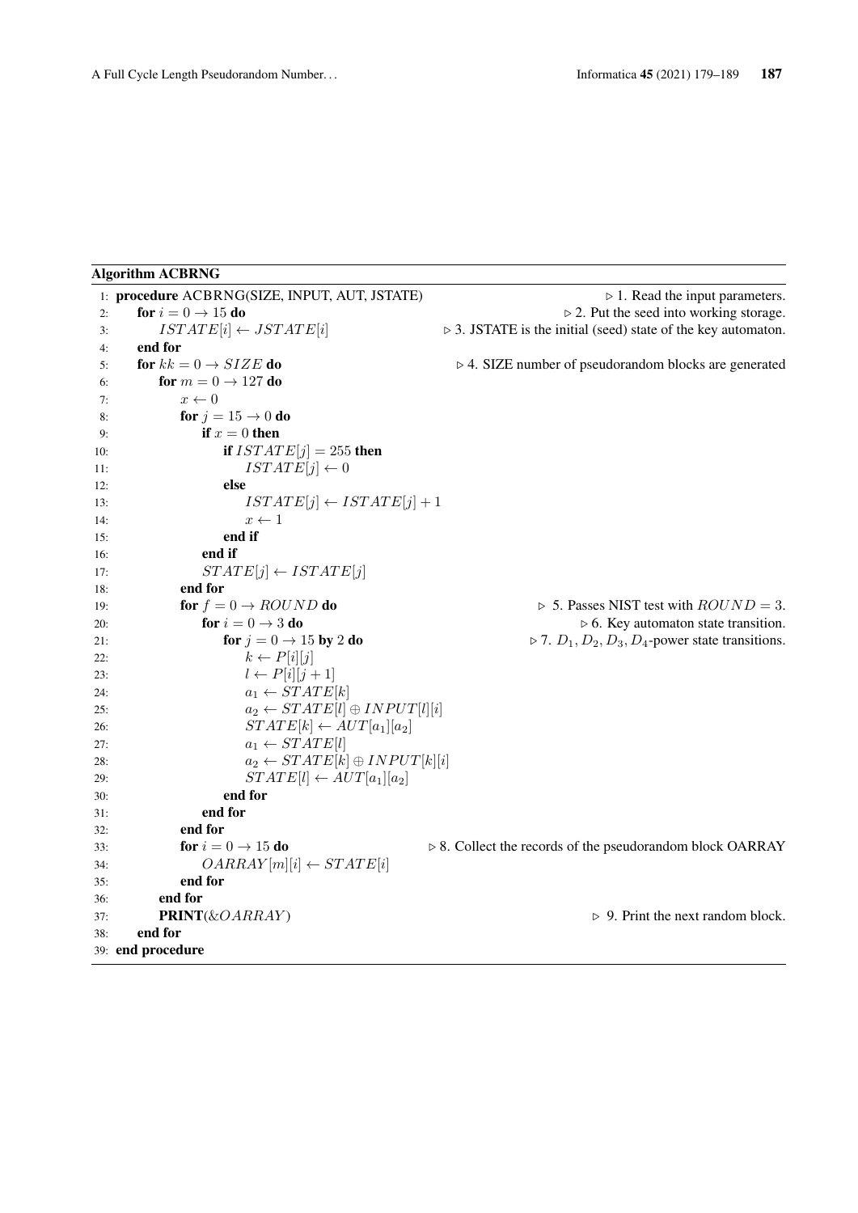**Algorithm ACBRNG**

```
 1: procedure ACBRNG(SIZE, INPUT, AUT, JSTATE)          ▷ 1. Read the input parameters.
 2:     for i = 0 → 15 do                               ▷ 2. Put the seed into working storage.
 3:         ISTATE[i] ← JSTATE[i]                       ▷ 3. JSTATE is the initial (seed) state of the key automaton.
 4:     end for
 5:     for kk = 0 → SIZE do                            ▷ 4. SIZE number of pseudorandom blocks are generated
 6:         for m = 0 → 127 do
 7:             x ← 0
 8:             for j = 15 → 0 do
 9:                 if x = 0 then
10:                     if ISTATE[j] = 255 then
11:                         ISTATE[j] ← 0
12:                     else
13:                         ISTATE[j] ← ISTATE[j] + 1
14:                         x ← 1
15:                     end if
16:                 end if
17:                 STATE[j] ← ISTATE[j]
18:             end for
19:             for f = 0 → ROUND do                    ▷ 5. Passes NIST test with ROUND = 3.
20:                 for i = 0 → 3 do                    ▷ 6. Key automaton state transition.
21:                     for j = 0 → 15 by 2 do          ▷ 7. D1, D2, D3, D4-power state transitions.
22:                         k ← P[i][j]
23:                         l ← P[i][j + 1]
24:                         a1 ← STATE[k]
25:                         a2 ← STATE[l] ⊕ INPUT[l][i]
26:                         STATE[k] ← AUT[a1][a2]
27:                         a1 ← STATE[l]
28:                         a2 ← STATE[k] ⊕ INPUT[k][i]
29:                         STATE[l] ← AUT[a1][a2]
30:                     end for
31:                 end for
32:             end for
33:             for i = 0 → 15 do                       ▷ 8. Collect the records of the pseudorandom block OARRAY
34:                 OARRAY[m][i] ← STATE[i]
35:             end for
36:         end for
37:         PRINT(&OARRAY)                              ▷ 9. Print the next random block.
38:     end for
39: end procedure
```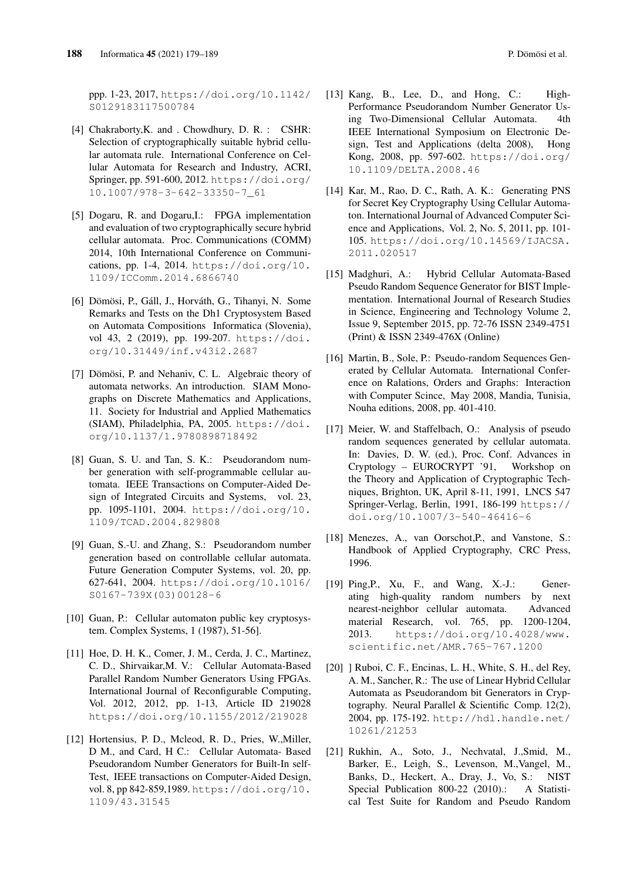ppp. 1-23, 2017, https://doi.org/10.1142/S0129183117500784

[4] Chakraborty,K. and . Chowdhury, D. R. : CSHR: Selection of cryptographically suitable hybrid cellular automata rule. International Conference on Cellular Automata for Research and Industry, ACRI, Springer, pp. 591-600, 2012. https://doi.org/10.1007/978-3-642-33350-7_61

[5] Dogaru, R. and Dogaru,I.: FPGA implementation and evaluation of two cryptographically secure hybrid cellular automata. Proc. Communications (COMM) 2014, 10th International Conference on Communications, pp. 1-4, 2014. https://doi.org/10.1109/ICComm.2014.6866740

[6] Dömösi, P., Gáll, J., Horváth, G., Tihanyi, N. Some Remarks and Tests on the Dh1 Cryptosystem Based on Automata Compositions Informatica (Slovenia), vol 43, 2 (2019), pp. 199-207. https://doi.org/10.31449/inf.v43i2.2687

[7] Dömösi, P. and Nehaniv, C. L. Algebraic theory of automata networks. An introduction. SIAM Monographs on Discrete Mathematics and Applications, 11. Society for Industrial and Applied Mathematics (SIAM), Philadelphia, PA, 2005. https://doi.org/10.1137/1.9780898718492

[8] Guan, S. U. and Tan, S. K.: Pseudorandom number generation with self-programmable cellular automata. IEEE Transactions on Computer-Aided Design of Integrated Circuits and Systems, vol. 23, pp. 1095-1101, 2004. https://doi.org/10.1109/TCAD.2004.829808

[9] Guan, S.-U. and Zhang, S.: Pseudorandom number generation based on controllable cellular automata. Future Generation Computer Systems, vol. 20, pp. 627-641, 2004. https://doi.org/10.1016/S0167-739X(03)00128-6

[10] Guan, P.: Cellular automaton public key cryptosystem. Complex Systems, 1 (1987), 51-56].

[11] Hoe, D. H. K., Comer, J. M., Cerda, J. C., Martinez, C. D., Shirvaikar,M. V.: Cellular Automata-Based Parallel Random Number Generators Using FPGAs. International Journal of Reconfigurable Computing, Vol. 2012, 2012, pp. 1-13, Article ID 219028 https://doi.org/10.1155/2012/219028

[12] Hortensius, P. D., Mcleod, R. D., Pries, W.,Miller, D M., and Card, H C.: Cellular Automata- Based Pseudorandom Number Generators for Built-In self-Test, IEEE transactions on Computer-Aided Design, vol. 8, pp 842-859,1989. https://doi.org/10.1109/43.31545

[13] Kang, B., Lee, D., and Hong, C.: High-Performance Pseudorandom Number Generator Using Two-Dimensional Cellular Automata. 4th IEEE International Symposium on Electronic Design, Test and Applications (delta 2008), Hong Kong, 2008, pp. 597-602. https://doi.org/10.1109/DELTA.2008.46

[14] Kar, M., Rao, D. C., Rath, A. K.: Generating PNS for Secret Key Cryptography Using Cellular Automaton. International Journal of Advanced Computer Science and Applications, Vol. 2, No. 5, 2011, pp. 101-105. https://doi.org/10.14569/IJACSA.2011.020517

[15] Madghuri, A.: Hybrid Cellular Automata-Based Pseudo Random Sequence Generator for BIST Implementation. International Journal of Research Studies in Science, Engineering and Technology Volume 2, Issue 9, September 2015, pp. 72-76 ISSN 2349-4751 (Print) & ISSN 2349-476X (Online)

[16] Martin, B., Sole, P.: Pseudo-random Sequences Generated by Cellular Automata. International Conference on Ralations, Orders and Graphs: Interaction with Computer Scince, May 2008, Mandia, Tunisia, Nouha editions, 2008, pp. 401-410.

[17] Meier, W. and Staffelbach, O.: Analysis of pseudo random sequences generated by cellular automata. In: Davies, D. W. (ed.), Proc. Conf. Advances in Cryptology – EUROCRYPT '91, Workshop on the Theory and Application of Cryptographic Techniques, Brighton, UK, April 8-11, 1991, LNCS 547 Springer-Verlag, Berlin, 1991, 186-199 https://doi.org/10.1007/3-540-46416-6

[18] Menezes, A., van Oorschot,P., and Vanstone, S.: Handbook of Applied Cryptography, CRC Press, 1996.

[19] Ping,P., Xu, F., and Wang, X.-J.: Generating high-quality random numbers by next nearest-neighbor cellular automata. Advanced material Research, vol. 765, pp. 1200-1204, 2013. https://doi.org/10.4028/www.scientific.net/AMR.765-767.1200

[20] ] Ruboi, C. F., Encinas, L. H., White, S. H., del Rey, A. M., Sancher, R.: The use of Linear Hybrid Cellular Automata as Pseudorandom bit Generators in Cryptography. Neural Parallel & Scientific Comp. 12(2), 2004, pp. 175-192. http://hdl.handle.net/10261/21253

[21] Rukhin, A., Soto, J., Nechvatal, J.,Smid, M., Barker, E., Leigh, S., Levenson, M.,Vangel, M., Banks, D., Heckert, A., Dray, J., Vo, S.: NIST Special Publication 800-22 (2010).: A Statistical Test Suite for Random and Pseudo Random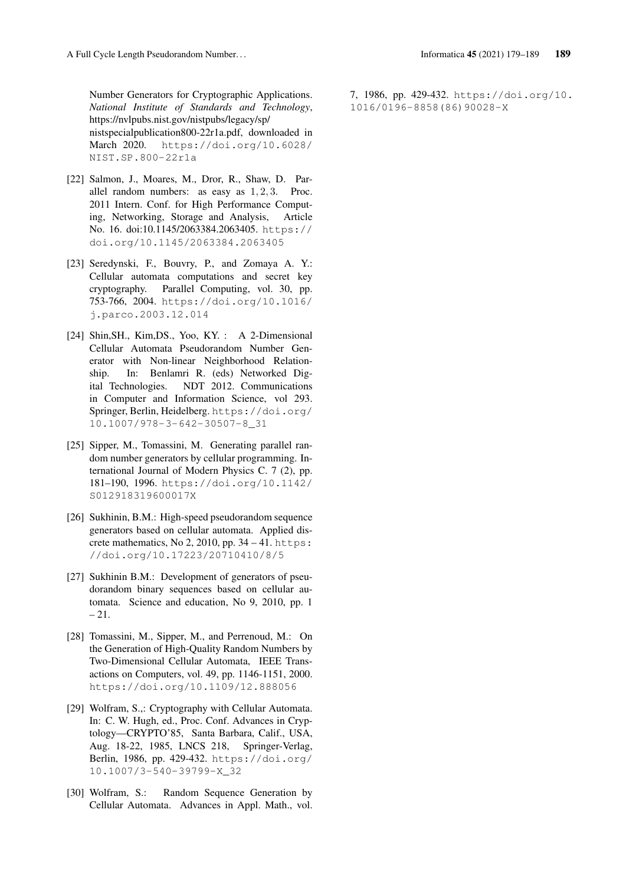Number Generators for Cryptographic Applications. *National Institute of Standards and Technology*, https://nvlpubs.nist.gov/nistpubs/legacy/sp/nistspecialpublication800-22r1a.pdf, downloaded in March 2020. https://doi.org/10.6028/NIST.SP.800-22r1a

[22] Salmon, J., Moares, M., Dror, R., Shaw, D. Parallel random numbers: as easy as 1, 2, 3. Proc. 2011 Intern. Conf. for High Performance Computing, Networking, Storage and Analysis, Article No. 16. doi:10.1145/2063384.2063405. https://doi.org/10.1145/2063384.2063405

[23] Seredynski, F., Bouvry, P., and Zomaya A. Y.: Cellular automata computations and secret key cryptography. Parallel Computing, vol. 30, pp. 753-766, 2004. https://doi.org/10.1016/j.parco.2003.12.014

[24] Shin,SH., Kim,DS., Yoo, KY. : A 2-Dimensional Cellular Automata Pseudorandom Number Generator with Non-linear Neighborhood Relationship. In: Benlamri R. (eds) Networked Digital Technologies. NDT 2012. Communications in Computer and Information Science, vol 293. Springer, Berlin, Heidelberg. https://doi.org/10.1007/978-3-642-30507-8_31

[25] Sipper, M., Tomassini, M. Generating parallel random number generators by cellular programming. International Journal of Modern Physics C. 7 (2), pp. 181–190, 1996. https://doi.org/10.1142/S012918319600017X

[26] Sukhinin, B.M.: High-speed pseudorandom sequence generators based on cellular automata. Applied discrete mathematics, No 2, 2010, pp. 34 – 41. https://doi.org/10.17223/20710410/8/5

[27] Sukhinin B.M.: Development of generators of pseudorandom binary sequences based on cellular automata. Science and education, No 9, 2010, pp. 1 – 21.

[28] Tomassini, M., Sipper, M., and Perrenoud, M.: On the Generation of High-Quality Random Numbers by Two-Dimensional Cellular Automata, IEEE Transactions on Computers, vol. 49, pp. 1146-1151, 2000. https://doi.org/10.1109/12.888056

[29] Wolfram, S.,: Cryptography with Cellular Automata. In: C. W. Hugh, ed., Proc. Conf. Advances in Cryptology—CRYPTO'85, Santa Barbara, Calif., USA, Aug. 18-22, 1985, LNCS 218, Springer-Verlag, Berlin, 1986, pp. 429-432. https://doi.org/10.1007/3-540-39799-X_32

[30] Wolfram, S.: Random Sequence Generation by Cellular Automata. Advances in Appl. Math., vol. 7, 1986, pp. 429-432. https://doi.org/10.1016/0196-8858(86)90028-X